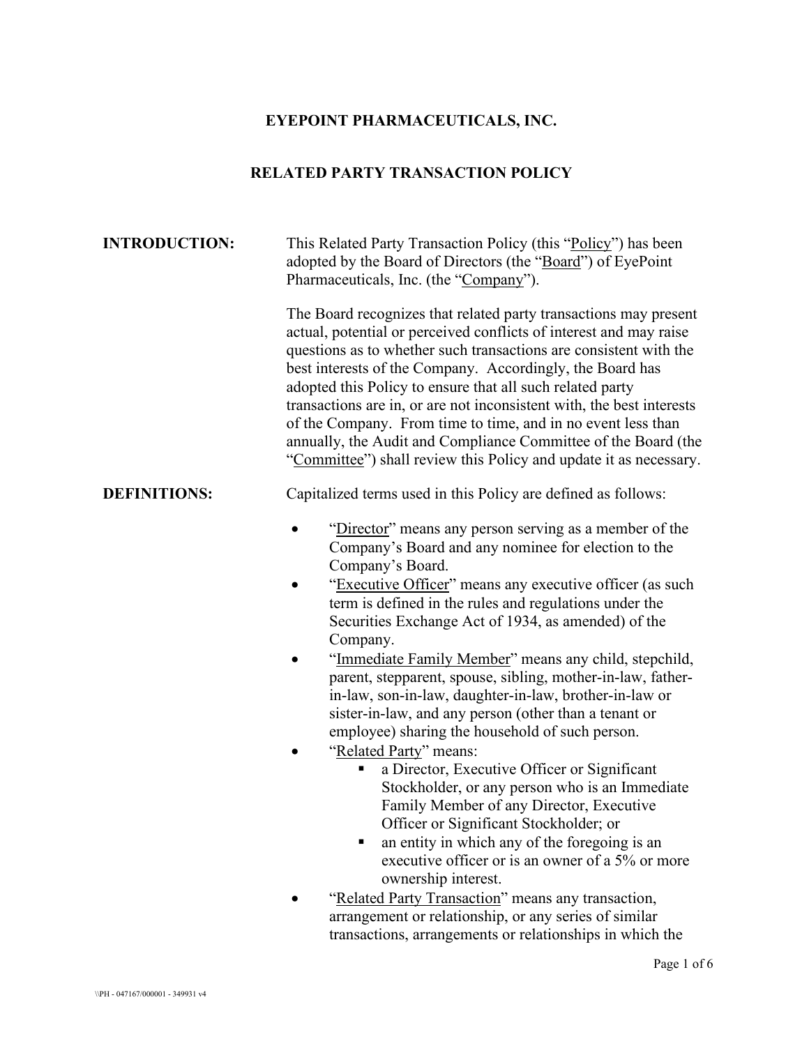# EYEPOINT PHARMACEUTICALS, INC.

## RELATED PARTY TRANSACTION POLICY

**INTRODUCTION:**

This Related Party Transaction Policy (this "Policy") has been adopted by the Board of Directors (the "Board") of EyePoint Pharmaceuticals, Inc. (the "Company").

The Board recognizes that related party transactions may present actual, potential or perceived conflicts of interest and may raise questions as to whether such transactions are consistent with the best interests of the Company. Accordingly, the Board has adopted this Policy to ensure that all such related party transactions are in, or are not inconsistent with, the best interests of the Company. From time to time, and in no event less than annually, the Audit and Compliance Committee of the Board (the "Committee") shall review this Policy and update it as necessary.

**DEFINITIONS:**

Capitalized terms used in this Policy are defined as follows:

- "Director" means any person serving as a member of the Company's Board and any nominee for election to the Company's Board.
- "Executive Officer" means any executive officer (as such term is defined in the rules and regulations under the Securities Exchange Act of 1934, as amended) of the Company.
- "Immediate Family Member" means any child, stepchild, parent, stepparent, spouse, sibling, mother-in-law, father-in-law, son-in-law, daughter-in-law, brother-in-law or sister-in-law, and any person (other than a tenant or employee) sharing the household of such person.
- "Related Party" means:
  - a Director, Executive Officer or Significant Stockholder, or any person who is an Immediate Family Member of any Director, Executive Officer or Significant Stockholder; or
  - an entity in which any of the foregoing is an executive officer or is an owner of a 5% or more ownership interest.
- "Related Party Transaction" means any transaction, arrangement or relationship, or any series of similar transactions, arrangements or relationships in which the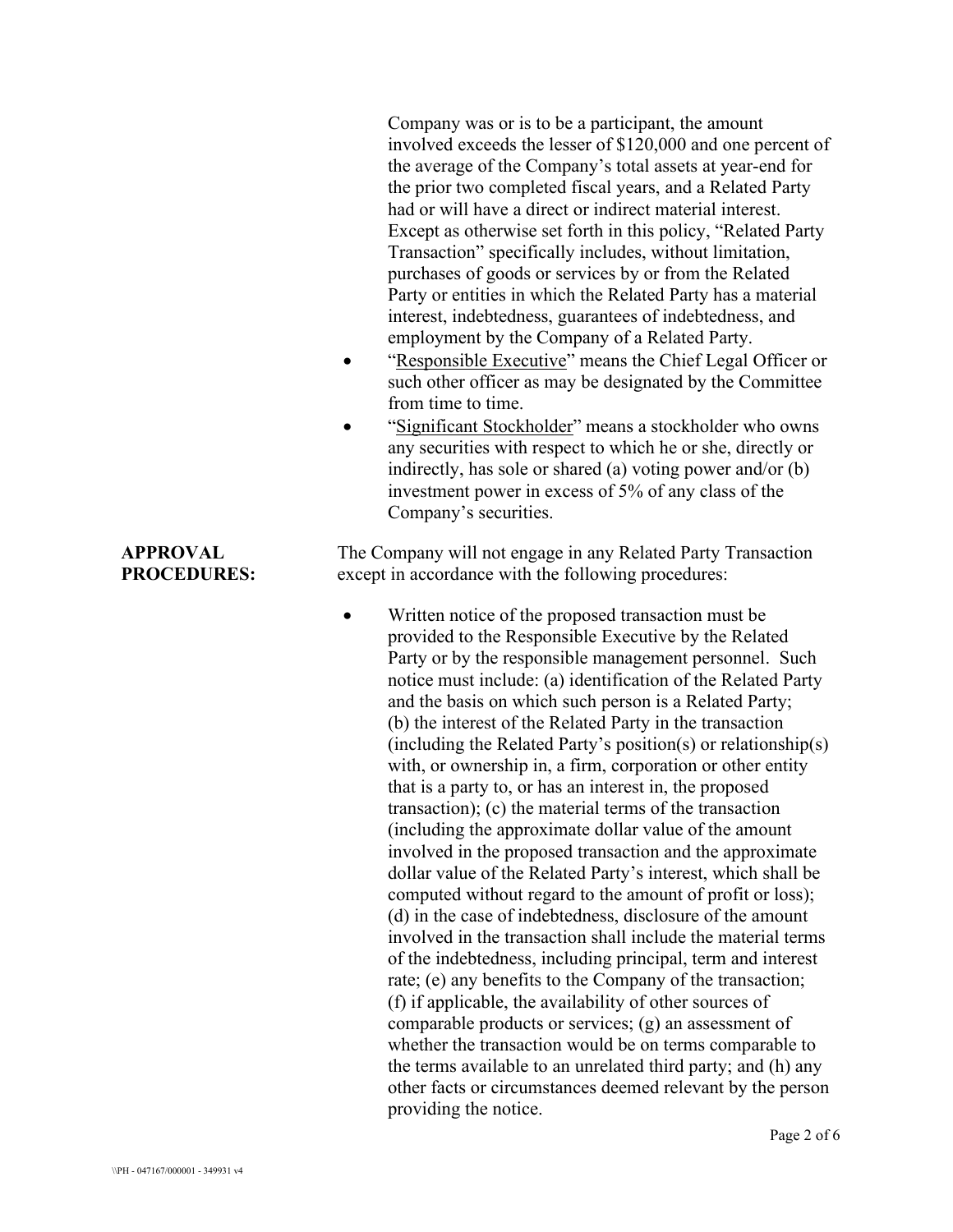Company was or is to be a participant, the amount involved exceeds the lesser of $120,000 and one percent of the average of the Company's total assets at year-end for the prior two completed fiscal years, and a Related Party had or will have a direct or indirect material interest. Except as otherwise set forth in this policy, "Related Party Transaction" specifically includes, without limitation, purchases of goods or services by or from the Related Party or entities in which the Related Party has a material interest, indebtedness, guarantees of indebtedness, and employment by the Company of a Related Party.

- "Responsible Executive" means the Chief Legal Officer or such other officer as may be designated by the Committee from time to time.
- "Significant Stockholder" means a stockholder who owns any securities with respect to which he or she, directly or indirectly, has sole or shared (a) voting power and/or (b) investment power in excess of 5% of any class of the Company's securities.

**APPROVAL PROCEDURES:**

The Company will not engage in any Related Party Transaction except in accordance with the following procedures:

- Written notice of the proposed transaction must be provided to the Responsible Executive by the Related Party or by the responsible management personnel. Such notice must include: (a) identification of the Related Party and the basis on which such person is a Related Party; (b) the interest of the Related Party in the transaction (including the Related Party's position(s) or relationship(s) with, or ownership in, a firm, corporation or other entity that is a party to, or has an interest in, the proposed transaction); (c) the material terms of the transaction (including the approximate dollar value of the amount involved in the proposed transaction and the approximate dollar value of the Related Party's interest, which shall be computed without regard to the amount of profit or loss); (d) in the case of indebtedness, disclosure of the amount involved in the transaction shall include the material terms of the indebtedness, including principal, term and interest rate; (e) any benefits to the Company of the transaction; (f) if applicable, the availability of other sources of comparable products or services; (g) an assessment of whether the transaction would be on terms comparable to the terms available to an unrelated third party; and (h) any other facts or circumstances deemed relevant by the person providing the notice.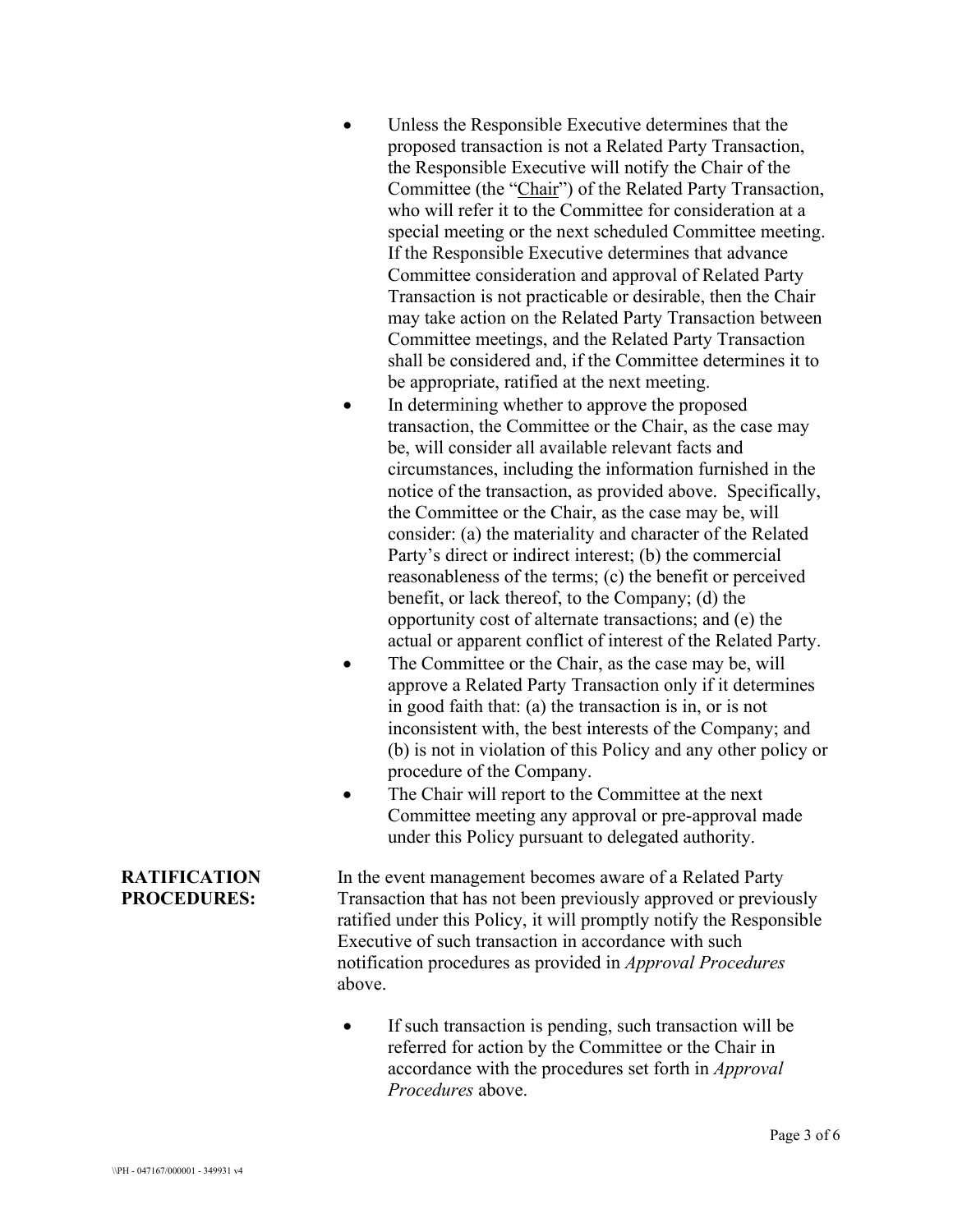- Unless the Responsible Executive determines that the proposed transaction is not a Related Party Transaction, the Responsible Executive will notify the Chair of the Committee (the "Chair") of the Related Party Transaction, who will refer it to the Committee for consideration at a special meeting or the next scheduled Committee meeting. If the Responsible Executive determines that advance Committee consideration and approval of Related Party Transaction is not practicable or desirable, then the Chair may take action on the Related Party Transaction between Committee meetings, and the Related Party Transaction shall be considered and, if the Committee determines it to be appropriate, ratified at the next meeting.
- In determining whether to approve the proposed transaction, the Committee or the Chair, as the case may be, will consider all available relevant facts and circumstances, including the information furnished in the notice of the transaction, as provided above. Specifically, the Committee or the Chair, as the case may be, will consider: (a) the materiality and character of the Related Party's direct or indirect interest; (b) the commercial reasonableness of the terms; (c) the benefit or perceived benefit, or lack thereof, to the Company; (d) the opportunity cost of alternate transactions; and (e) the actual or apparent conflict of interest of the Related Party.
- The Committee or the Chair, as the case may be, will approve a Related Party Transaction only if it determines in good faith that: (a) the transaction is in, or is not inconsistent with, the best interests of the Company; and (b) is not in violation of this Policy and any other policy or procedure of the Company.
- The Chair will report to the Committee at the next Committee meeting any approval or pre-approval made under this Policy pursuant to delegated authority.

**RATIFICATION PROCEDURES:**

In the event management becomes aware of a Related Party Transaction that has not been previously approved or previously ratified under this Policy, it will promptly notify the Responsible Executive of such transaction in accordance with such notification procedures as provided in *Approval Procedures* above.

- If such transaction is pending, such transaction will be referred for action by the Committee or the Chair in accordance with the procedures set forth in *Approval Procedures* above.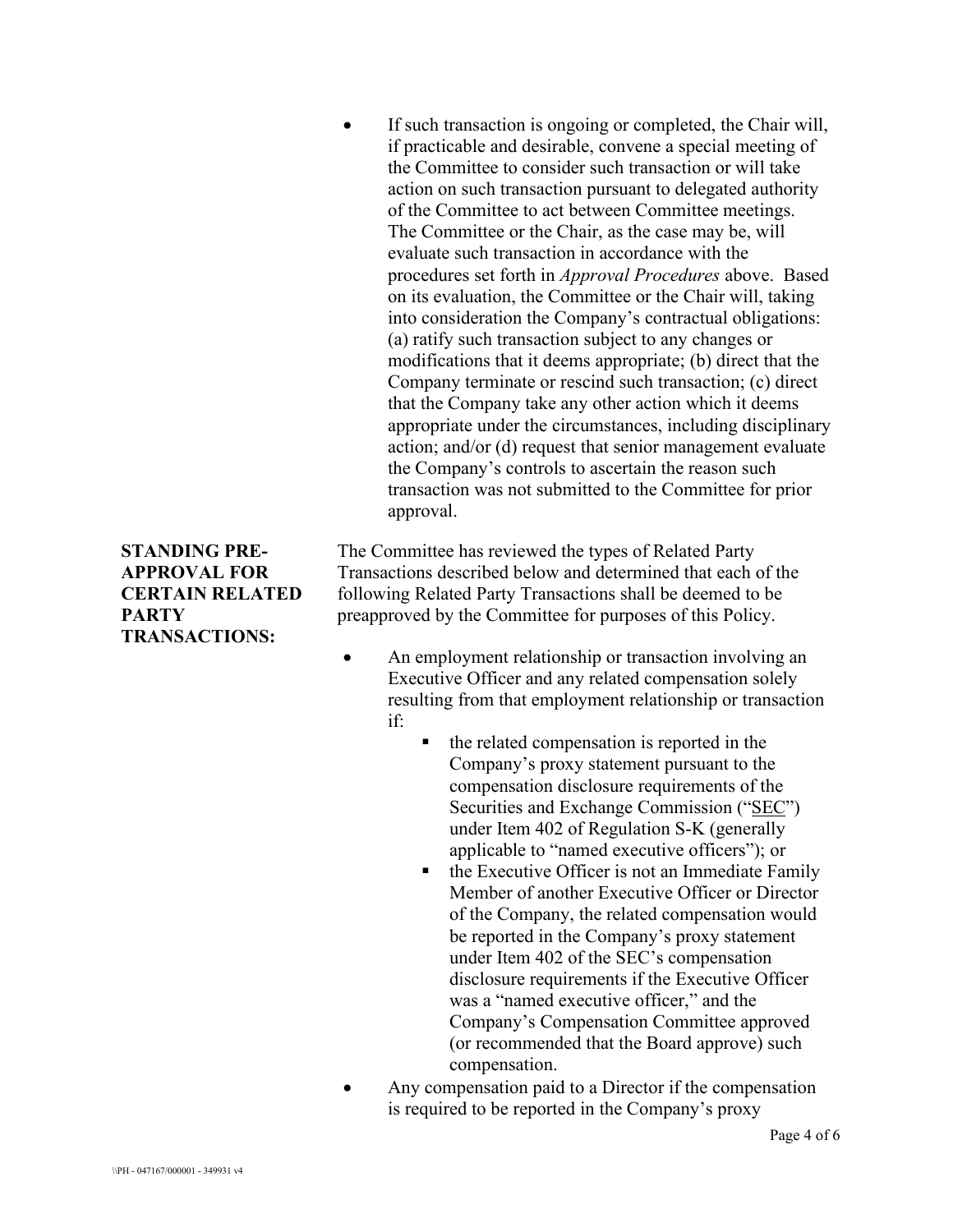- If such transaction is ongoing or completed, the Chair will, if practicable and desirable, convene a special meeting of the Committee to consider such transaction or will take action on such transaction pursuant to delegated authority of the Committee to act between Committee meetings. The Committee or the Chair, as the case may be, will evaluate such transaction in accordance with the procedures set forth in *Approval Procedures* above. Based on its evaluation, the Committee or the Chair will, taking into consideration the Company's contractual obligations: (a) ratify such transaction subject to any changes or modifications that it deems appropriate; (b) direct that the Company terminate or rescind such transaction; (c) direct that the Company take any other action which it deems appropriate under the circumstances, including disciplinary action; and/or (d) request that senior management evaluate the Company's controls to ascertain the reason such transaction was not submitted to the Committee for prior approval.

**STANDING PRE-APPROVAL FOR CERTAIN RELATED PARTY TRANSACTIONS:**

The Committee has reviewed the types of Related Party Transactions described below and determined that each of the following Related Party Transactions shall be deemed to be preapproved by the Committee for purposes of this Policy.

- An employment relationship or transaction involving an Executive Officer and any related compensation solely resulting from that employment relationship or transaction if:
  - the related compensation is reported in the Company's proxy statement pursuant to the compensation disclosure requirements of the Securities and Exchange Commission ("SEC") under Item 402 of Regulation S-K (generally applicable to "named executive officers"); or
  - the Executive Officer is not an Immediate Family Member of another Executive Officer or Director of the Company, the related compensation would be reported in the Company's proxy statement under Item 402 of the SEC's compensation disclosure requirements if the Executive Officer was a "named executive officer," and the Company's Compensation Committee approved (or recommended that the Board approve) such compensation.
- Any compensation paid to a Director if the compensation is required to be reported in the Company's proxy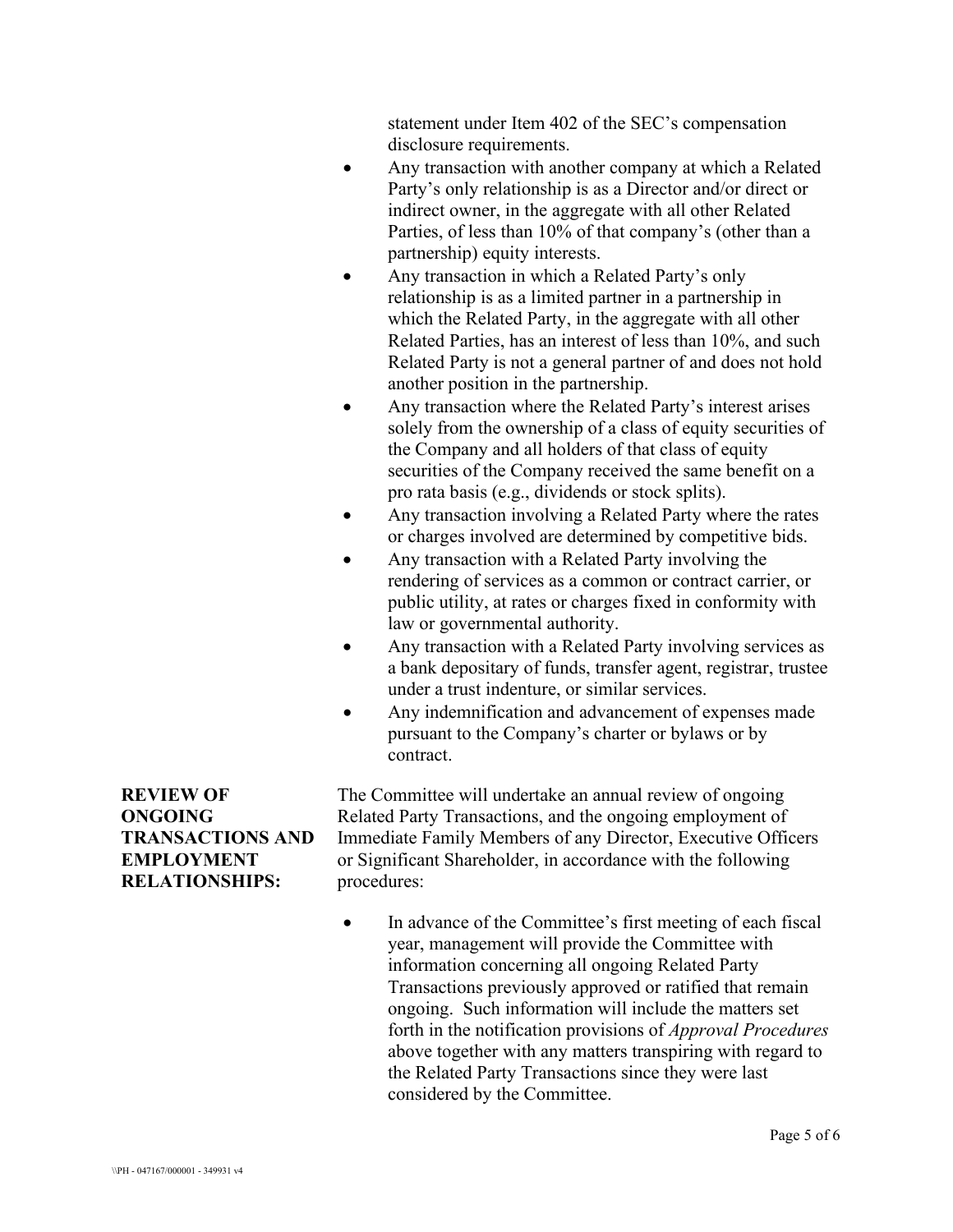statement under Item 402 of the SEC's compensation disclosure requirements.

- Any transaction with another company at which a Related Party's only relationship is as a Director and/or direct or indirect owner, in the aggregate with all other Related Parties, of less than 10% of that company's (other than a partnership) equity interests.
- Any transaction in which a Related Party's only relationship is as a limited partner in a partnership in which the Related Party, in the aggregate with all other Related Parties, has an interest of less than 10%, and such Related Party is not a general partner of and does not hold another position in the partnership.
- Any transaction where the Related Party's interest arises solely from the ownership of a class of equity securities of the Company and all holders of that class of equity securities of the Company received the same benefit on a pro rata basis (e.g., dividends or stock splits).
- Any transaction involving a Related Party where the rates or charges involved are determined by competitive bids.
- Any transaction with a Related Party involving the rendering of services as a common or contract carrier, or public utility, at rates or charges fixed in conformity with law or governmental authority.
- Any transaction with a Related Party involving services as a bank depositary of funds, transfer agent, registrar, trustee under a trust indenture, or similar services.
- Any indemnification and advancement of expenses made pursuant to the Company's charter or bylaws or by contract.

**REVIEW OF ONGOING TRANSACTIONS AND EMPLOYMENT RELATIONSHIPS:**

The Committee will undertake an annual review of ongoing Related Party Transactions, and the ongoing employment of Immediate Family Members of any Director, Executive Officers or Significant Shareholder, in accordance with the following procedures:

- In advance of the Committee's first meeting of each fiscal year, management will provide the Committee with information concerning all ongoing Related Party Transactions previously approved or ratified that remain ongoing. Such information will include the matters set forth in the notification provisions of *Approval Procedures* above together with any matters transpiring with regard to the Related Party Transactions since they were last considered by the Committee.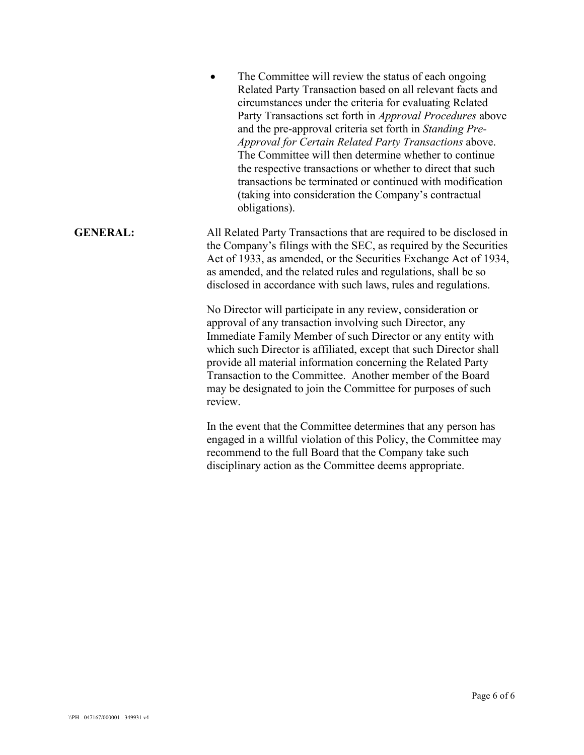- The Committee will review the status of each ongoing Related Party Transaction based on all relevant facts and circumstances under the criteria for evaluating Related Party Transactions set forth in *Approval Procedures* above and the pre-approval criteria set forth in *Standing Pre-Approval for Certain Related Party Transactions* above. The Committee will then determine whether to continue the respective transactions or whether to direct that such transactions be terminated or continued with modification (taking into consideration the Company's contractual obligations).

**GENERAL:**

All Related Party Transactions that are required to be disclosed in the Company's filings with the SEC, as required by the Securities Act of 1933, as amended, or the Securities Exchange Act of 1934, as amended, and the related rules and regulations, shall be so disclosed in accordance with such laws, rules and regulations.

No Director will participate in any review, consideration or approval of any transaction involving such Director, any Immediate Family Member of such Director or any entity with which such Director is affiliated, except that such Director shall provide all material information concerning the Related Party Transaction to the Committee. Another member of the Board may be designated to join the Committee for purposes of such review.

In the event that the Committee determines that any person has engaged in a willful violation of this Policy, the Committee may recommend to the full Board that the Company take such disciplinary action as the Committee deems appropriate.

\\PH - 047167/000001 - 349931 v4